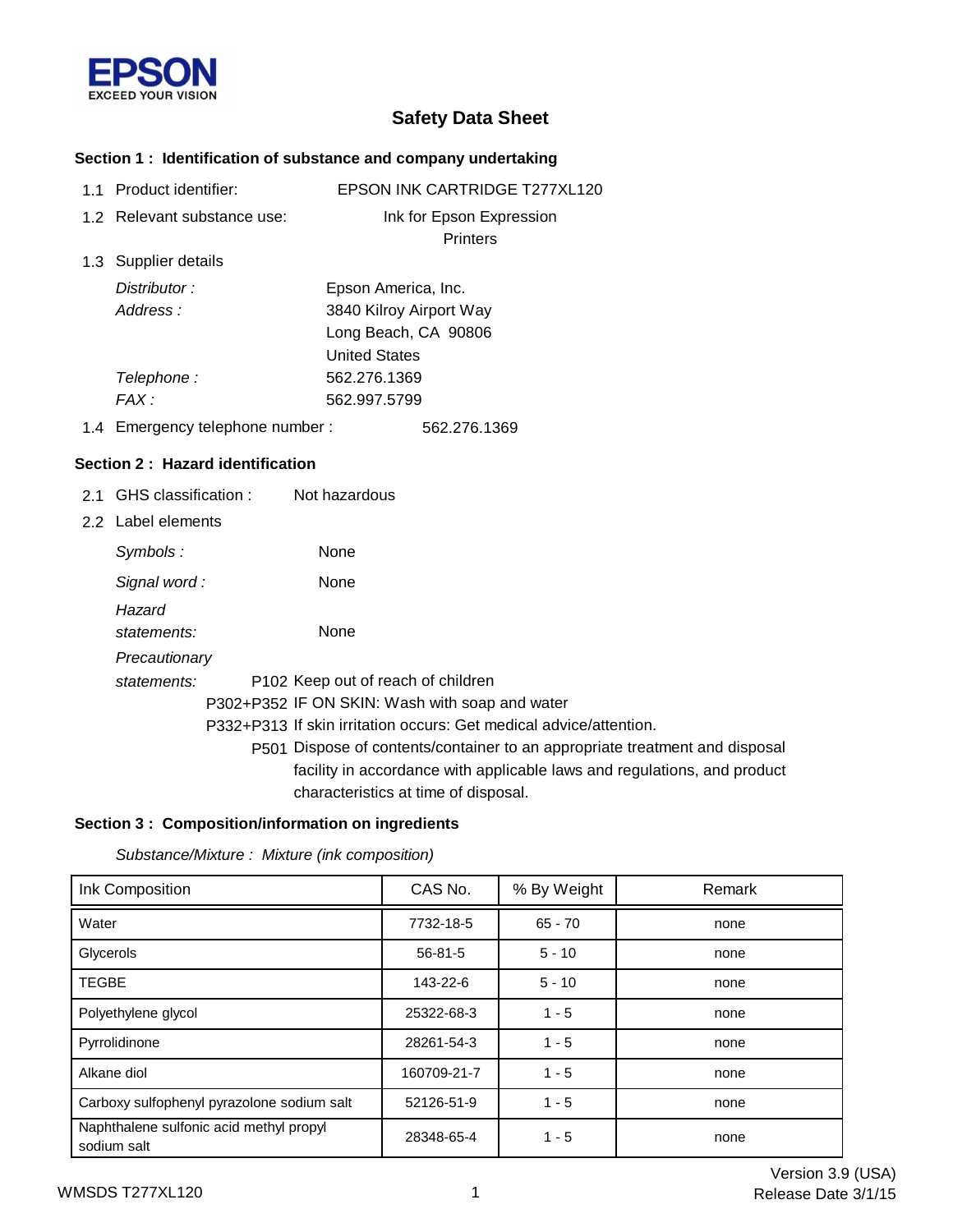EPSON
EXCEED YOUR VISION

# Safety Data Sheet

## Section 1 : Identification of substance and company undertaking

1.1 Product identifier: EPSON INK CARTRIDGE T277XL120

1.2 Relevant substance use: Ink for Epson Expression Printers

1.3 Supplier details

*Distributor :* Epson America, Inc.
*Address :* 3840 Kilroy Airport Way
Long Beach, CA 90806
United States
*Telephone :* 562.276.1369
*FAX :* 562.997.5799

1.4 Emergency telephone number : 562.276.1369

## Section 2 : Hazard identification

2.1 GHS classification : Not hazardous

2.2 Label elements

*Symbols :* None

*Signal word :* None

*Hazard statements:* None

*Precautionary statements:*
P102 Keep out of reach of children
P302+P352 IF ON SKIN: Wash with soap and water
P332+P313 If skin irritation occurs: Get medical advice/attention.
P501 Dispose of contents/container to an appropriate treatment and disposal facility in accordance with applicable laws and regulations, and product characteristics at time of disposal.

## Section 3 : Composition/information on ingredients

*Substance/Mixture : Mixture (ink composition)*

| Ink Composition | CAS No. | % By Weight | Remark |
|---|---|---|---|
| Water | 7732-18-5 | 65 - 70 | none |
| Glycerols | 56-81-5 | 5 - 10 | none |
| TEGBE | 143-22-6 | 5 - 10 | none |
| Polyethylene glycol | 25322-68-3 | 1 - 5 | none |
| Pyrrolidinone | 28261-54-3 | 1 - 5 | none |
| Alkane diol | 160709-21-7 | 1 - 5 | none |
| Carboxy sulfophenyl pyrazolone sodium salt | 52126-51-9 | 1 - 5 | none |
| Naphthalene sulfonic acid methyl propyl sodium salt | 28348-65-4 | 1 - 5 | none |

WMSDS T277XL120 — Version 3.9 (USA) — Release Date 3/1/15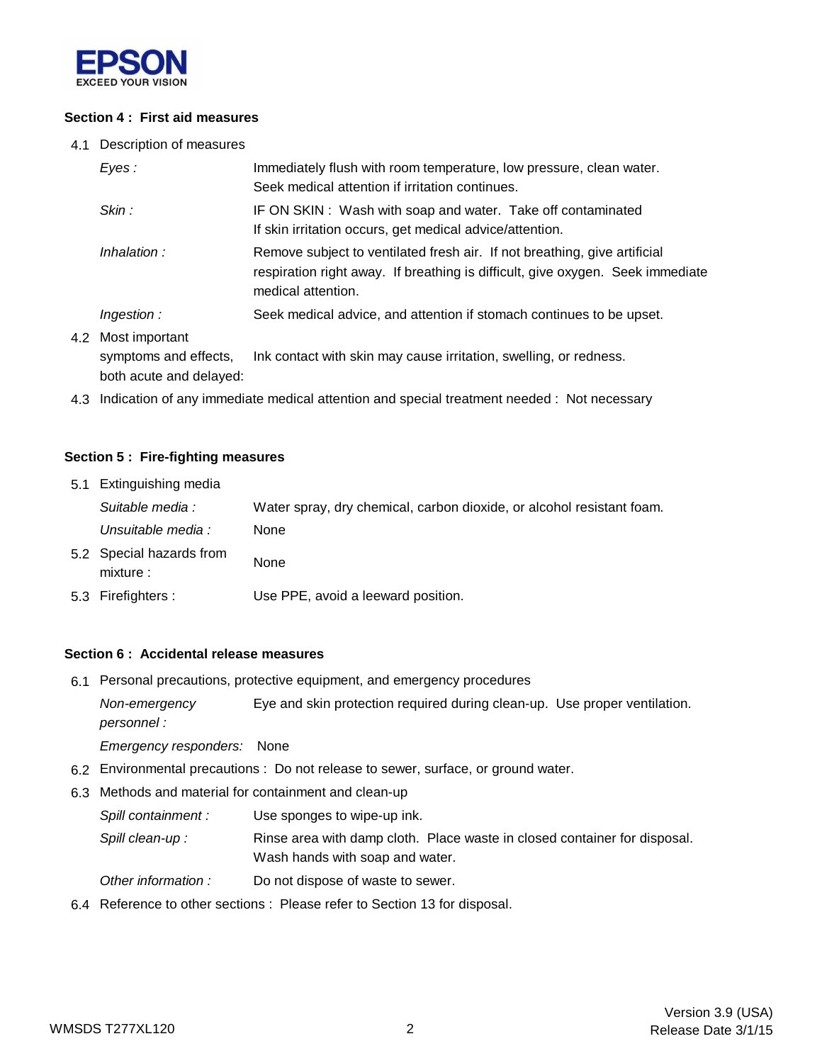## Section 4 : First aid measures

4.1 Description of measures

| | |
|---|---|
| *Eyes :* | Immediately flush with room temperature, low pressure, clean water. Seek medical attention if irritation continues. |
| *Skin :* | IF ON SKIN : Wash with soap and water. Take off contaminated If skin irritation occurs, get medical advice/attention. |
| *Inhalation :* | Remove subject to ventilated fresh air. If not breathing, give artificial respiration right away. If breathing is difficult, give oxygen. Seek immediate medical attention. |
| *Ingestion :* | Seek medical advice, and attention if stomach continues to be upset. |

4.2 Most important symptoms and effects, both acute and delayed: Ink contact with skin may cause irritation, swelling, or redness.

4.3 Indication of any immediate medical attention and special treatment needed : Not necessary

## Section 5 : Fire-fighting measures

5.1 Extinguishing media

| | |
|---|---|
| *Suitable media :* | Water spray, dry chemical, carbon dioxide, or alcohol resistant foam. |
| *Unsuitable media :* | None |

5.2 Special hazards from mixture : None

5.3 Firefighters : Use PPE, avoid a leeward position.

## Section 6 : Accidental release measures

6.1 Personal precautions, protective equipment, and emergency procedures

| | |
|---|---|
| *Non-emergency personnel :* | Eye and skin protection required during clean-up. Use proper ventilation. |
| *Emergency responders:* | None |

6.2 Environmental precautions : Do not release to sewer, surface, or ground water.

6.3 Methods and material for containment and clean-up

| | |
|---|---|
| *Spill containment :* | Use sponges to wipe-up ink. |
| *Spill clean-up :* | Rinse area with damp cloth. Place waste in closed container for disposal. Wash hands with soap and water. |
| *Other information :* | Do not dispose of waste to sewer. |

6.4 Reference to other sections : Please refer to Section 13 for disposal.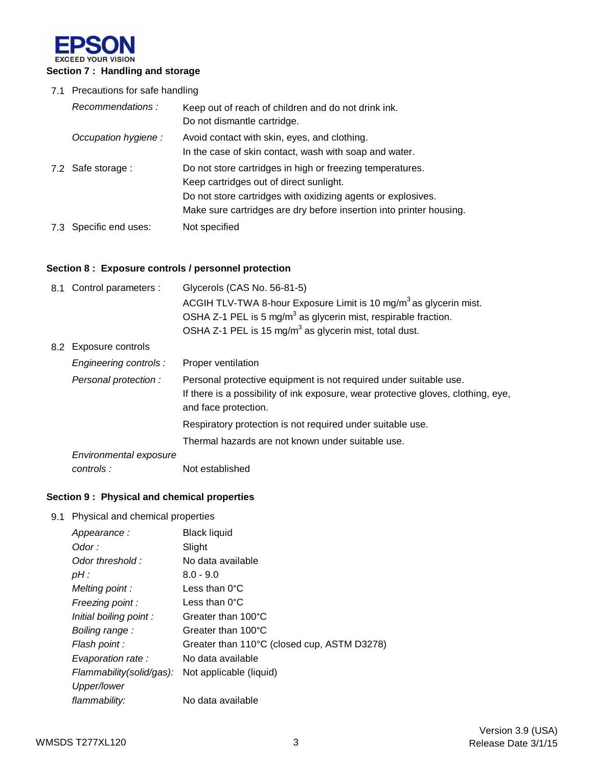## Section 7 : Handling and storage

7.1 Precautions for safe handling

| | |
|---|---|
| *Recommendations :* | Keep out of reach of children and do not drink ink.<br>Do not dismantle cartridge. |
| *Occupation hygiene :* | Avoid contact with skin, eyes, and clothing.<br>In the case of skin contact, wash with soap and water. |

| | |
|---|---|
| 7.2 Safe storage : | Do not store cartridges in high or freezing temperatures.<br>Keep cartridges out of direct sunlight.<br>Do not store cartridges with oxidizing agents or explosives.<br>Make sure cartridges are dry before insertion into printer housing. |
| 7.3 Specific end uses: | Not specified |

## Section 8 : Exposure controls / personnel protection

| | |
|---|---|
| 8.1 Control parameters : | Glycerols (CAS No. 56-81-5)<br>ACGIH TLV-TWA 8-hour Exposure Limit is 10 $mg/m^3$ as glycerin mist.<br>OSHA Z-1 PEL is 5 $mg/m^3$ as glycerin mist, respirable fraction.<br>OSHA Z-1 PEL is 15 $mg/m^3$ as glycerin mist, total dust. |

8.2 Exposure controls

| | |
|---|---|
| *Engineering controls :* | Proper ventilation |
| *Personal protection :* | Personal protective equipment is not required under suitable use.<br>If there is a possibility of ink exposure, wear protective gloves, clothing, eye, and face protection.<br>Respiratory protection is not required under suitable use.<br>Thermal hazards are not known under suitable use. |
| *Environmental exposure controls :* | Not established |

## Section 9 : Physical and chemical properties

9.1 Physical and chemical properties

| | |
|---|---|
| *Appearance :* | Black liquid |
| *Odor :* | Slight |
| *Odor threshold :* | No data available |
| *pH :* | 8.0 - 9.0 |
| *Melting point :* | Less than 0°C |
| *Freezing point :* | Less than 0°C |
| *Initial boiling point :* | Greater than 100°C |
| *Boiling range :* | Greater than 100°C |
| *Flash point :* | Greater than 110°C (closed cup, ASTM D3278) |
| *Evaporation rate :* | No data available |
| *Flammability(solid/gas):* | Not applicable (liquid) |
| *Upper/lower flammability:* | No data available |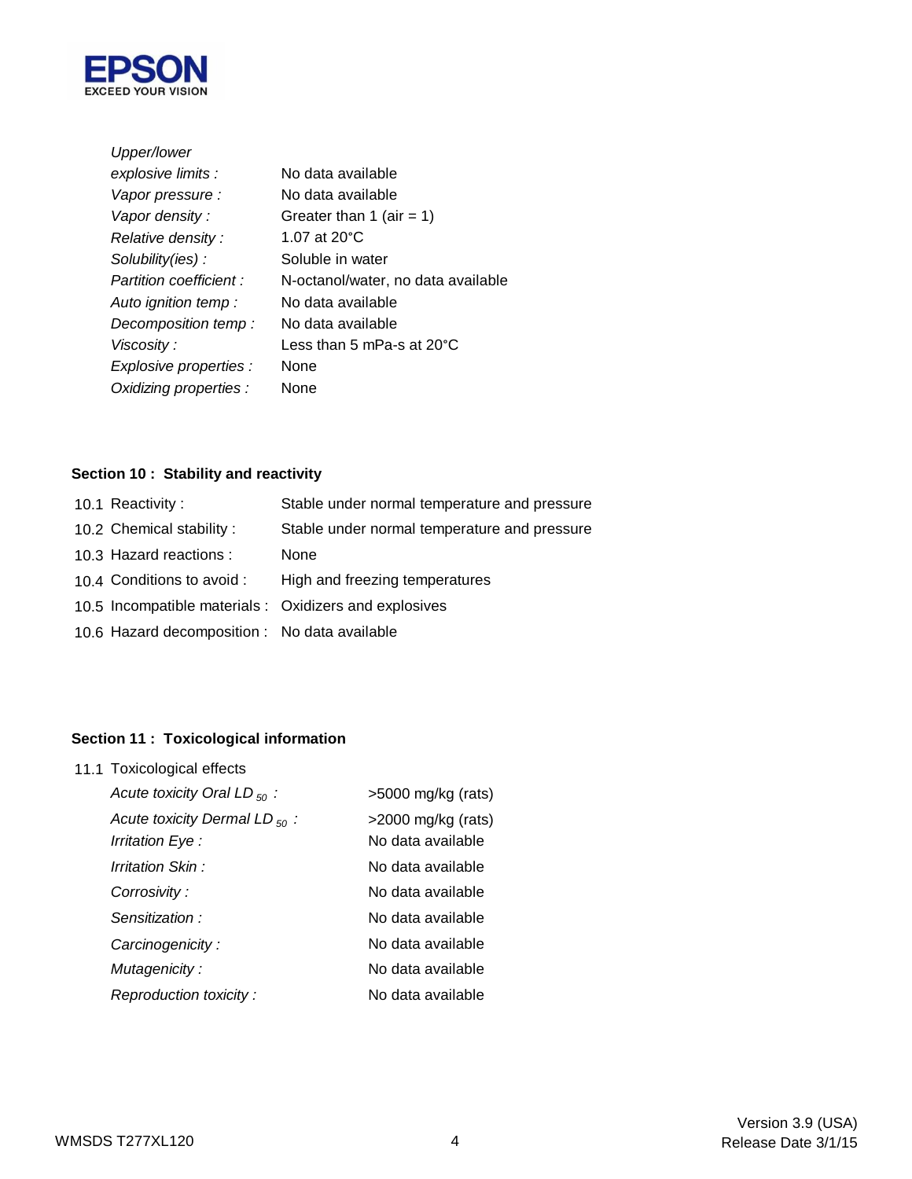| | |
|---|---|
| *Upper/lower explosive limits :* | No data available |
| *Vapor pressure :* | No data available |
| *Vapor density :* | Greater than 1 (air = 1) |
| *Relative density :* | 1.07 at 20°C |
| *Solubility(ies) :* | Soluble in water |
| *Partition coefficient :* | N-octanol/water, no data available |
| *Auto ignition temp :* | No data available |
| *Decomposition temp :* | No data available |
| *Viscosity :* | Less than 5 mPa-s at 20°C |
| *Explosive properties :* | None |
| *Oxidizing properties :* | None |

**Section 10 : Stability and reactivity**

| | |
|---|---|
| 10.1 Reactivity : | Stable under normal temperature and pressure |
| 10.2 Chemical stability : | Stable under normal temperature and pressure |
| 10.3 Hazard reactions : | None |
| 10.4 Conditions to avoid : | High and freezing temperatures |
| 10.5 Incompatible materials : | Oxidizers and explosives |
| 10.6 Hazard decomposition : | No data available |

**Section 11 : Toxicological information**

11.1 Toxicological effects

| | |
|---|---|
| *Acute toxicity Oral $LD_{50}$ :* | >5000 mg/kg (rats) |
| *Acute toxicity Dermal $LD_{50}$ :* | >2000 mg/kg (rats) |
| *Irritation Eye :* | No data available |
| *Irritation Skin :* | No data available |
| *Corrosivity :* | No data available |
| *Sensitization :* | No data available |
| *Carcinogenicity :* | No data available |
| *Mutagenicity :* | No data available |
| *Reproduction toxicity :* | No data available |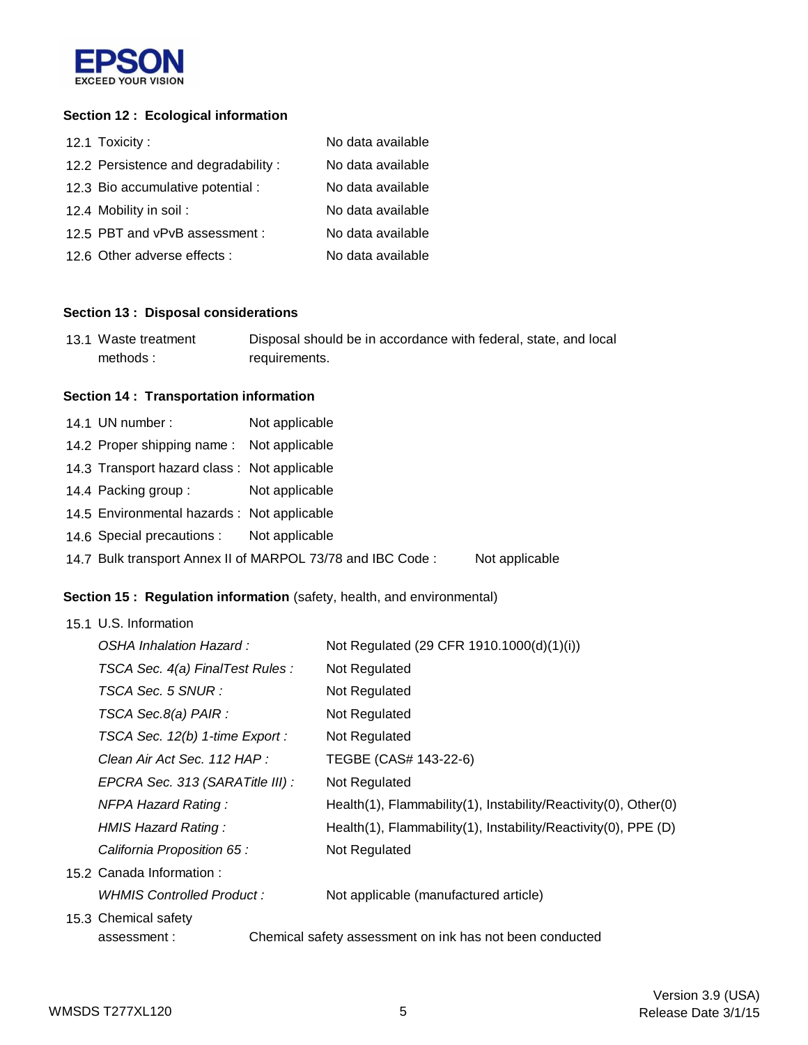**Section 12 : Ecological information**

| | |
|---|---|
| 12.1 Toxicity : | No data available |
| 12.2 Persistence and degradability : | No data available |
| 12.3 Bio accumulative potential : | No data available |
| 12.4 Mobility in soil : | No data available |
| 12.5 PBT and vPvB assessment : | No data available |
| 12.6 Other adverse effects : | No data available |

**Section 13 : Disposal considerations**

| | |
|---|---|
| 13.1 Waste treatment methods : | Disposal should be in accordance with federal, state, and local requirements. |

**Section 14 : Transportation information**

| | |
|---|---|
| 14.1 UN number : | Not applicable |
| 14.2 Proper shipping name : | Not applicable |
| 14.3 Transport hazard class : | Not applicable |
| 14.4 Packing group : | Not applicable |
| 14.5 Environmental hazards : | Not applicable |
| 14.6 Special precautions : | Not applicable |
| 14.7 Bulk transport Annex II of MARPOL 73/78 and IBC Code : | Not applicable |

**Section 15 : Regulation information** (safety, health, and environmental)

15.1 U.S. Information

| | |
|---|---|
| *OSHA Inhalation Hazard :* | Not Regulated (29 CFR 1910.1000(d)(1)(i)) |
| *TSCA Sec. 4(a) FinalTest Rules :* | Not Regulated |
| *TSCA Sec. 5 SNUR :* | Not Regulated |
| *TSCA Sec.8(a) PAIR :* | Not Regulated |
| *TSCA Sec. 12(b) 1-time Export :* | Not Regulated |
| *Clean Air Act Sec. 112 HAP :* | TEGBE (CAS# 143-22-6) |
| *EPCRA Sec. 313 (SARATitle III) :* | Not Regulated |
| *NFPA Hazard Rating :* | Health(1), Flammability(1), Instability/Reactivity(0), Other(0) |
| *HMIS Hazard Rating :* | Health(1), Flammability(1), Instability/Reactivity(0), PPE (D) |
| *California Proposition 65 :* | Not Regulated |

15.2 Canada Information :

| | |
|---|---|
| *WHMIS Controlled Product :* | Not applicable (manufactured article) |

15.3 Chemical safety assessment : Chemical safety assessment on ink has not been conducted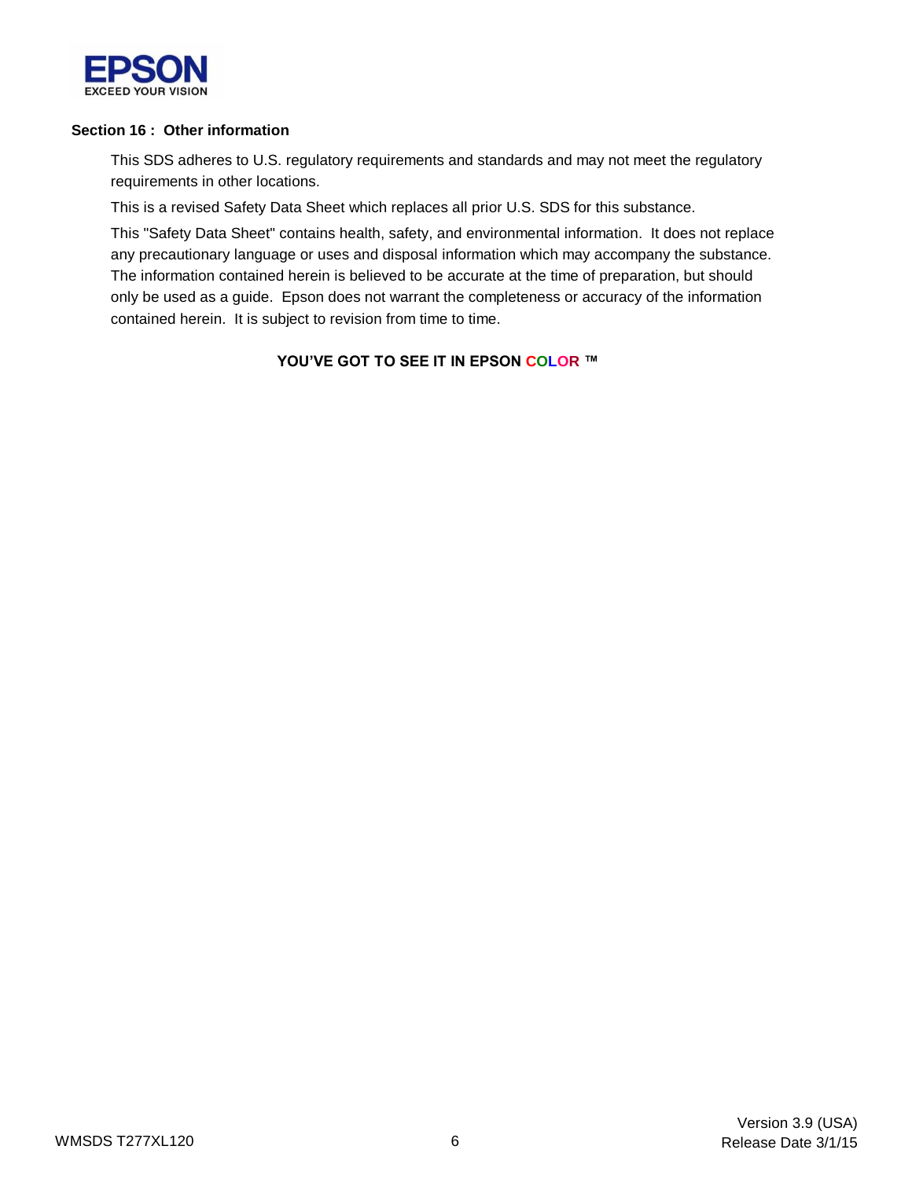## Section 16 : Other information

This SDS adheres to U.S. regulatory requirements and standards and may not meet the regulatory requirements in other locations.

This is a revised Safety Data Sheet which replaces all prior U.S. SDS for this substance.

This "Safety Data Sheet" contains health, safety, and environmental information. It does not replace any precautionary language or uses and disposal information which may accompany the substance. The information contained herein is believed to be accurate at the time of preparation, but should only be used as a guide. Epson does not warrant the completeness or accuracy of the information contained herein. It is subject to revision from time to time.

**YOU'VE GOT TO SEE IT IN EPSON COLOR ™**